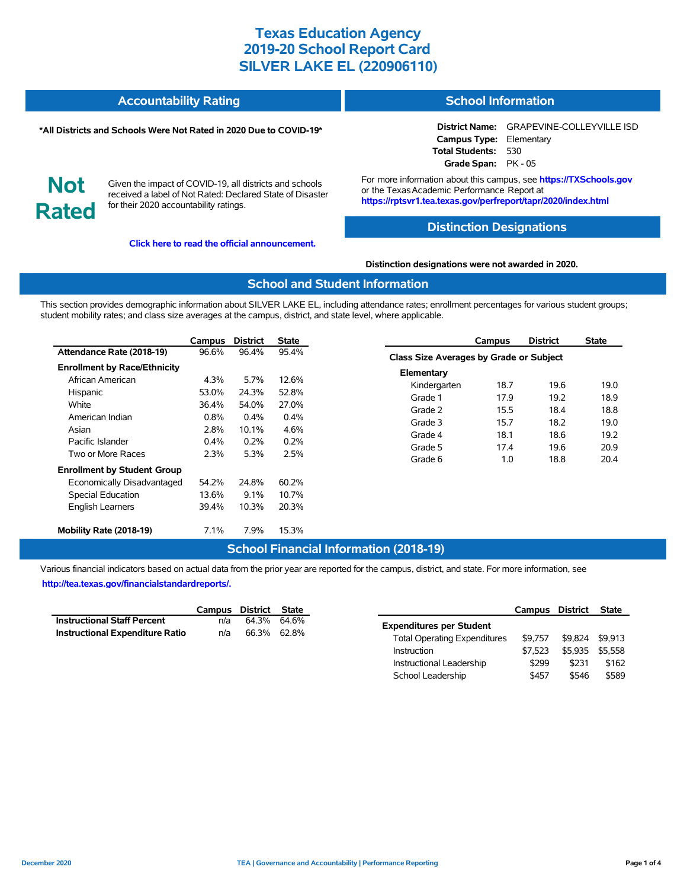# Texas Education Agency
# 2019-20 School Report Card
# SILVER LAKE EL (220906110)

## Accountability Rating

**\*All Districts and Schools Were Not Rated in 2020 Due to COVID-19\***

**Not Rated**

Given the impact of COVID-19, all districts and schools received a label of Not Rated: Declared State of Disaster for their 2020 accountability ratings.

**Click here to read the official announcement.**

## School Information

**District Name:** GRAPEVINE-COLLEYVILLE ISD
**Campus Type:** Elementary
**Total Students:** 530
**Grade Span:** PK - 05

For more information about this campus, see **https://TXSchools.gov** or the Texas Academic Performance Report at **https://rptsvr1.tea.texas.gov/perfreport/tapr/2020/index.html**

## Distinction Designations

**Distinction designations were not awarded in 2020.**

## School and Student Information

This section provides demographic information about SILVER LAKE EL, including attendance rates; enrollment percentages for various student groups; student mobility rates; and class size averages at the campus, district, and state level, where applicable.

| | Campus | District | State |
|---|---|---|---|
| **Attendance Rate (2018-19)** | 96.6% | 96.4% | 95.4% |
| **Enrollment by Race/Ethnicity** | | | |
| African American | 4.3% | 5.7% | 12.6% |
| Hispanic | 53.0% | 24.3% | 52.8% |
| White | 36.4% | 54.0% | 27.0% |
| American Indian | 0.8% | 0.4% | 0.4% |
| Asian | 2.8% | 10.1% | 4.6% |
| Pacific Islander | 0.4% | 0.2% | 0.2% |
| Two or More Races | 2.3% | 5.3% | 2.5% |
| **Enrollment by Student Group** | | | |
| Economically Disadvantaged | 54.2% | 24.8% | 60.2% |
| Special Education | 13.6% | 9.1% | 10.7% |
| English Learners | 39.4% | 10.3% | 20.3% |
| **Mobility Rate (2018-19)** | 7.1% | 7.9% | 15.3% |

| | Campus | District | State |
|---|---|---|---|
| **Class Size Averages by Grade or Subject** | | | |
| **Elementary** | | | |
| Kindergarten | 18.7 | 19.6 | 19.0 |
| Grade 1 | 17.9 | 19.2 | 18.9 |
| Grade 2 | 15.5 | 18.4 | 18.8 |
| Grade 3 | 15.7 | 18.2 | 19.0 |
| Grade 4 | 18.1 | 18.6 | 19.2 |
| Grade 5 | 17.4 | 19.6 | 20.9 |
| Grade 6 | 1.0 | 18.8 | 20.4 |

## School Financial Information (2018-19)

Various financial indicators based on actual data from the prior year are reported for the campus, district, and state. For more information, see **http://tea.texas.gov/financialstandardreports/.**

| | Campus | District | State |
|---|---|---|---|
| **Instructional Staff Percent** | n/a | 64.3% | 64.6% |
| **Instructional Expenditure Ratio** | n/a | 66.3% | 62.8% |

| | Campus | District | State |
|---|---|---|---|
| **Expenditures per Student** | | | |
| Total Operating Expenditures | $9,757 | $9,824 | $9,913 |
| Instruction | $7,523 | $5,935 | $5,558 |
| Instructional Leadership | $299 | $231 | $162 |
| School Leadership | $457 | $546 | $589 |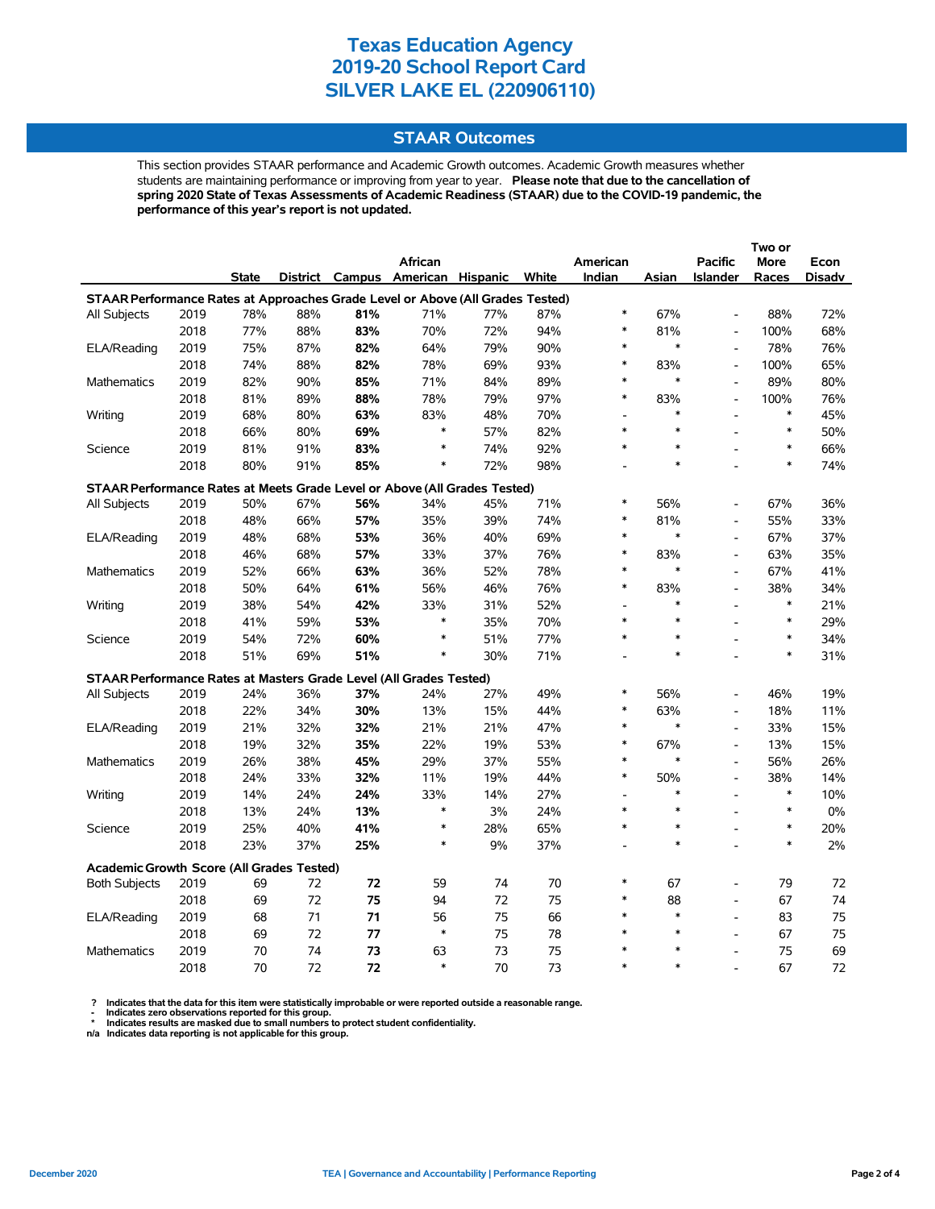# Texas Education Agency
# 2019-20 School Report Card
# SILVER LAKE EL (220906110)

## STAAR Outcomes

This section provides STAAR performance and Academic Growth outcomes. Academic Growth measures whether students are maintaining performance or improving from year to year. **Please note that due to the cancellation of spring 2020 State of Texas Assessments of Academic Readiness (STAAR) due to the COVID-19 pandemic, the performance of this year's report is not updated.**

| | | State | District | Campus | African American | Hispanic | White | American Indian | Asian | Pacific Islander | Two or More Races | Econ Disadv |
|---|---|---|---|---|---|---|---|---|---|---|---|---|
| **STAAR Performance Rates at Approaches Grade Level or Above (All Grades Tested)** | | | | | | | | | | | | |
| All Subjects | 2019 | 78% | 88% | **81%** | 71% | 77% | 87% | * | 67% | - | 88% | 72% |
| | 2018 | 77% | 88% | **83%** | 70% | 72% | 94% | * | 81% | - | 100% | 68% |
| ELA/Reading | 2019 | 75% | 87% | **82%** | 64% | 79% | 90% | * | * | - | 78% | 76% |
| | 2018 | 74% | 88% | **82%** | 78% | 69% | 93% | * | 83% | - | 100% | 65% |
| Mathematics | 2019 | 82% | 90% | **85%** | 71% | 84% | 89% | * | * | - | 89% | 80% |
| | 2018 | 81% | 89% | **88%** | 78% | 79% | 97% | * | 83% | - | 100% | 76% |
| Writing | 2019 | 68% | 80% | **63%** | 83% | 48% | 70% | - | * | - | * | 45% |
| | 2018 | 66% | 80% | **69%** | * | 57% | 82% | * | * | - | * | 50% |
| Science | 2019 | 81% | 91% | **83%** | * | 74% | 92% | * | * | - | * | 66% |
| | 2018 | 80% | 91% | **85%** | * | 72% | 98% | - | * | - | * | 74% |
| **STAAR Performance Rates at Meets Grade Level or Above (All Grades Tested)** | | | | | | | | | | | | |
| All Subjects | 2019 | 50% | 67% | **56%** | 34% | 45% | 71% | * | 56% | - | 67% | 36% |
| | 2018 | 48% | 66% | **57%** | 35% | 39% | 74% | * | 81% | - | 55% | 33% |
| ELA/Reading | 2019 | 48% | 68% | **53%** | 36% | 40% | 69% | * | * | - | 67% | 37% |
| | 2018 | 46% | 68% | **57%** | 33% | 37% | 76% | * | 83% | - | 63% | 35% |
| Mathematics | 2019 | 52% | 66% | **63%** | 36% | 52% | 78% | * | * | - | 67% | 41% |
| | 2018 | 50% | 64% | **61%** | 56% | 46% | 76% | * | 83% | - | 38% | 34% |
| Writing | 2019 | 38% | 54% | **42%** | 33% | 31% | 52% | - | * | - | * | 21% |
| | 2018 | 41% | 59% | **53%** | * | 35% | 70% | * | * | - | * | 29% |
| Science | 2019 | 54% | 72% | **60%** | * | 51% | 77% | * | * | - | * | 34% |
| | 2018 | 51% | 69% | **51%** | * | 30% | 71% | - | * | - | * | 31% |
| **STAAR Performance Rates at Masters Grade Level (All Grades Tested)** | | | | | | | | | | | | |
| All Subjects | 2019 | 24% | 36% | **37%** | 24% | 27% | 49% | * | 56% | - | 46% | 19% |
| | 2018 | 22% | 34% | **30%** | 13% | 15% | 44% | * | 63% | - | 18% | 11% |
| ELA/Reading | 2019 | 21% | 32% | **32%** | 21% | 21% | 47% | * | * | - | 33% | 15% |
| | 2018 | 19% | 32% | **35%** | 22% | 19% | 53% | * | 67% | - | 13% | 15% |
| Mathematics | 2019 | 26% | 38% | **45%** | 29% | 37% | 55% | * | * | - | 56% | 26% |
| | 2018 | 24% | 33% | **32%** | 11% | 19% | 44% | * | 50% | - | 38% | 14% |
| Writing | 2019 | 14% | 24% | **24%** | 33% | 14% | 27% | - | * | - | * | 10% |
| | 2018 | 13% | 24% | **13%** | * | 3% | 24% | * | * | - | * | 0% |
| Science | 2019 | 25% | 40% | **41%** | * | 28% | 65% | * | * | - | * | 20% |
| | 2018 | 23% | 37% | **25%** | * | 9% | 37% | - | * | - | * | 2% |
| **Academic Growth Score (All Grades Tested)** | | | | | | | | | | | | |
| Both Subjects | 2019 | 69 | 72 | **72** | 59 | 74 | 70 | * | 67 | - | 79 | 72 |
| | 2018 | 69 | 72 | **75** | 94 | 72 | 75 | * | 88 | - | 67 | 74 |
| ELA/Reading | 2019 | 68 | 71 | **71** | 56 | 75 | 66 | * | * | - | 83 | 75 |
| | 2018 | 69 | 72 | **77** | * | 75 | 78 | * | * | - | 67 | 75 |
| Mathematics | 2019 | 70 | 74 | **73** | 63 | 73 | 75 | * | * | - | 75 | 69 |
| | 2018 | 70 | 72 | **72** | * | 70 | 73 | * | * | - | 67 | 72 |

**? Indicates that the data for this item were statistically improbable or were reported outside a reasonable range.**
**- Indicates zero observations reported for this group.**
**\* Indicates results are masked due to small numbers to protect student confidentiality.**
**n/a Indicates data reporting is not applicable for this group.**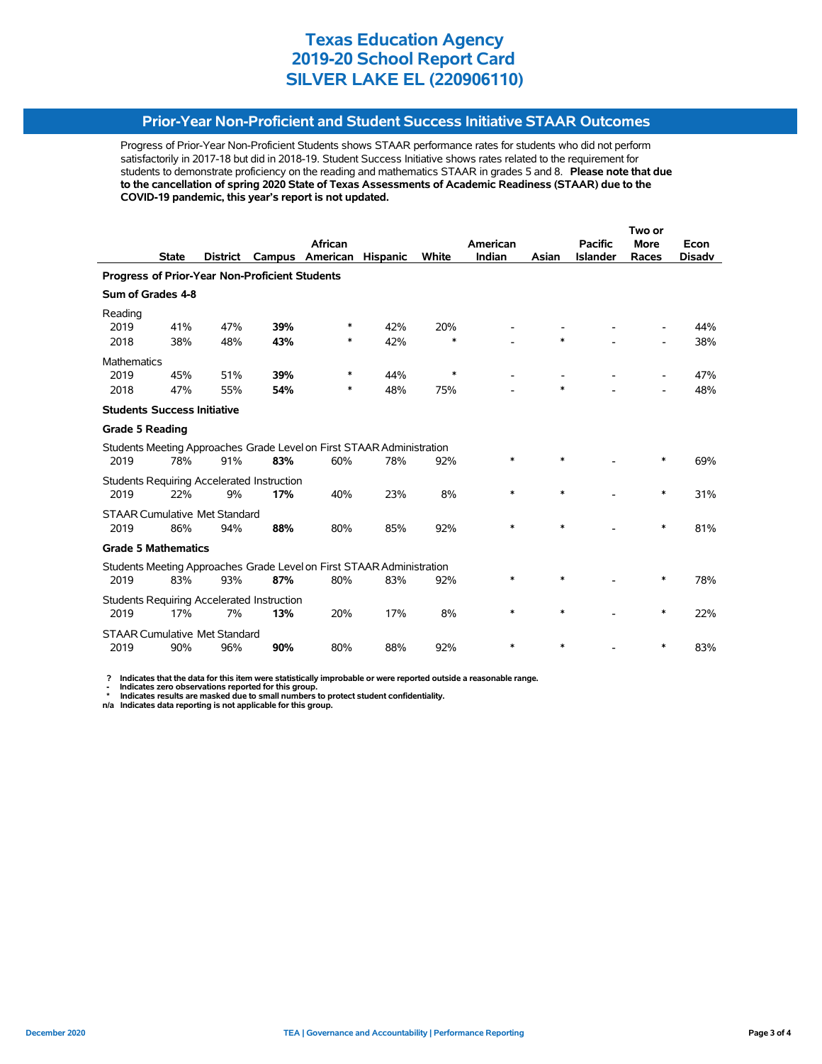# Texas Education Agency
# 2019-20 School Report Card
# SILVER LAKE EL (220906110)

## Prior-Year Non-Proficient and Student Success Initiative STAAR Outcomes

Progress of Prior-Year Non-Proficient Students shows STAAR performance rates for students who did not perform satisfactorily in 2017-18 but did in 2018-19. Student Success Initiative shows rates related to the requirement for students to demonstrate proficiency on the reading and mathematics STAAR in grades 5 and 8. **Please note that due to the cancellation of spring 2020 State of Texas Assessments of Academic Readiness (STAAR) due to the COVID-19 pandemic, this year's report is not updated.**

| | State | District | Campus | African American | Hispanic | White | American Indian | Asian | Pacific Islander | Two or More Races | Econ Disadv |
|---|---|---|---|---|---|---|---|---|---|---|---|
| **Progress of Prior-Year Non-Proficient Students** | | | | | | | | | | | |
| **Sum of Grades 4-8** | | | | | | | | | | | |
| Reading | | | | | | | | | | | |
| 2019 | 41% | 47% | **39%** | * | 42% | 20% | - | - | - | - | 44% |
| 2018 | 38% | 48% | **43%** | * | 42% | * | - | * | - | - | 38% |
| Mathematics | | | | | | | | | | | |
| 2019 | 45% | 51% | **39%** | * | 44% | * | - | - | - | - | 47% |
| 2018 | 47% | 55% | **54%** | * | 48% | 75% | - | * | - | - | 48% |
| **Students Success Initiative** | | | | | | | | | | | |
| **Grade 5 Reading** | | | | | | | | | | | |
| Students Meeting Approaches Grade Level on First STAAR Administration | | | | | | | | | | | |
| 2019 | 78% | 91% | **83%** | 60% | 78% | 92% | * | * | - | * | 69% |
| Students Requiring Accelerated Instruction | | | | | | | | | | | |
| 2019 | 22% | 9% | **17%** | 40% | 23% | 8% | * | * | - | * | 31% |
| STAAR Cumulative Met Standard | | | | | | | | | | | |
| 2019 | 86% | 94% | **88%** | 80% | 85% | 92% | * | * | - | * | 81% |
| **Grade 5 Mathematics** | | | | | | | | | | | |
| Students Meeting Approaches Grade Level on First STAAR Administration | | | | | | | | | | | |
| 2019 | 83% | 93% | **87%** | 80% | 83% | 92% | * | * | - | * | 78% |
| Students Requiring Accelerated Instruction | | | | | | | | | | | |
| 2019 | 17% | 7% | **13%** | 20% | 17% | 8% | * | * | - | * | 22% |
| STAAR Cumulative Met Standard | | | | | | | | | | | |
| 2019 | 90% | 96% | **90%** | 80% | 88% | 92% | * | * | - | * | 83% |

**?** **Indicates that the data for this item were statistically improbable or were reported outside a reasonable range.**
**-** **Indicates zero observations reported for this group.**
**\*** **Indicates results are masked due to small numbers to protect student confidentiality.**
**n/a** **Indicates data reporting is not applicable for this group.**